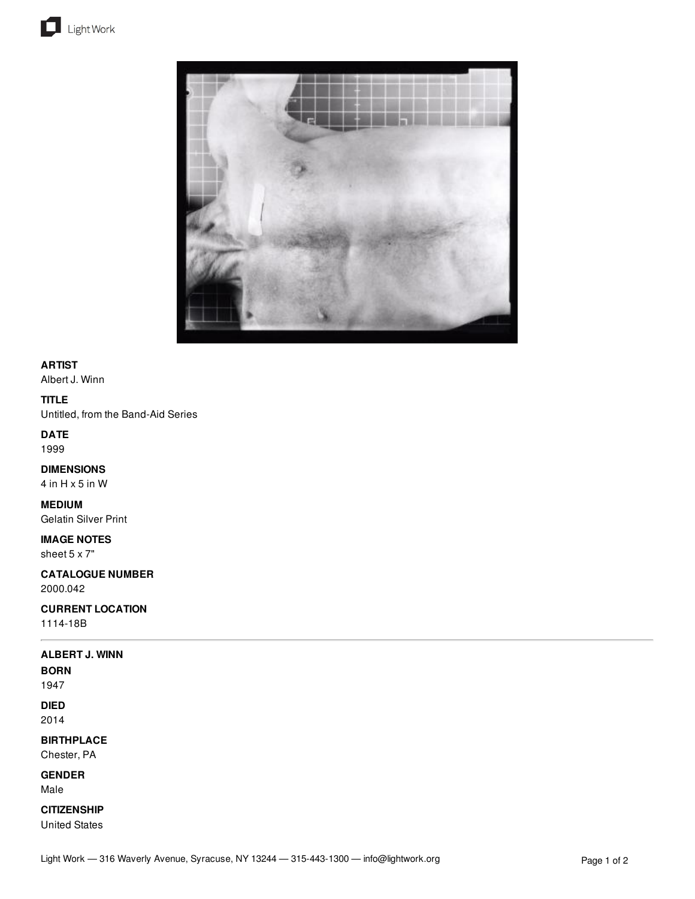**ARTIST**
Albert J. Winn

**TITLE**
Untitled, from the Band-Aid Series

**DATE**
1999

**DIMENSIONS**
4 in H x 5 in W

**MEDIUM**
Gelatin Silver Print

**IMAGE NOTES**
sheet 5 x 7"

**CATALOGUE NUMBER**
2000.042

**CURRENT LOCATION**
1114-18B

---

**ALBERT J. WINN**

**BORN**
1947

**DIED**
2014

**BIRTHPLACE**
Chester, PA

**GENDER**
Male

**CITIZENSHIP**
United States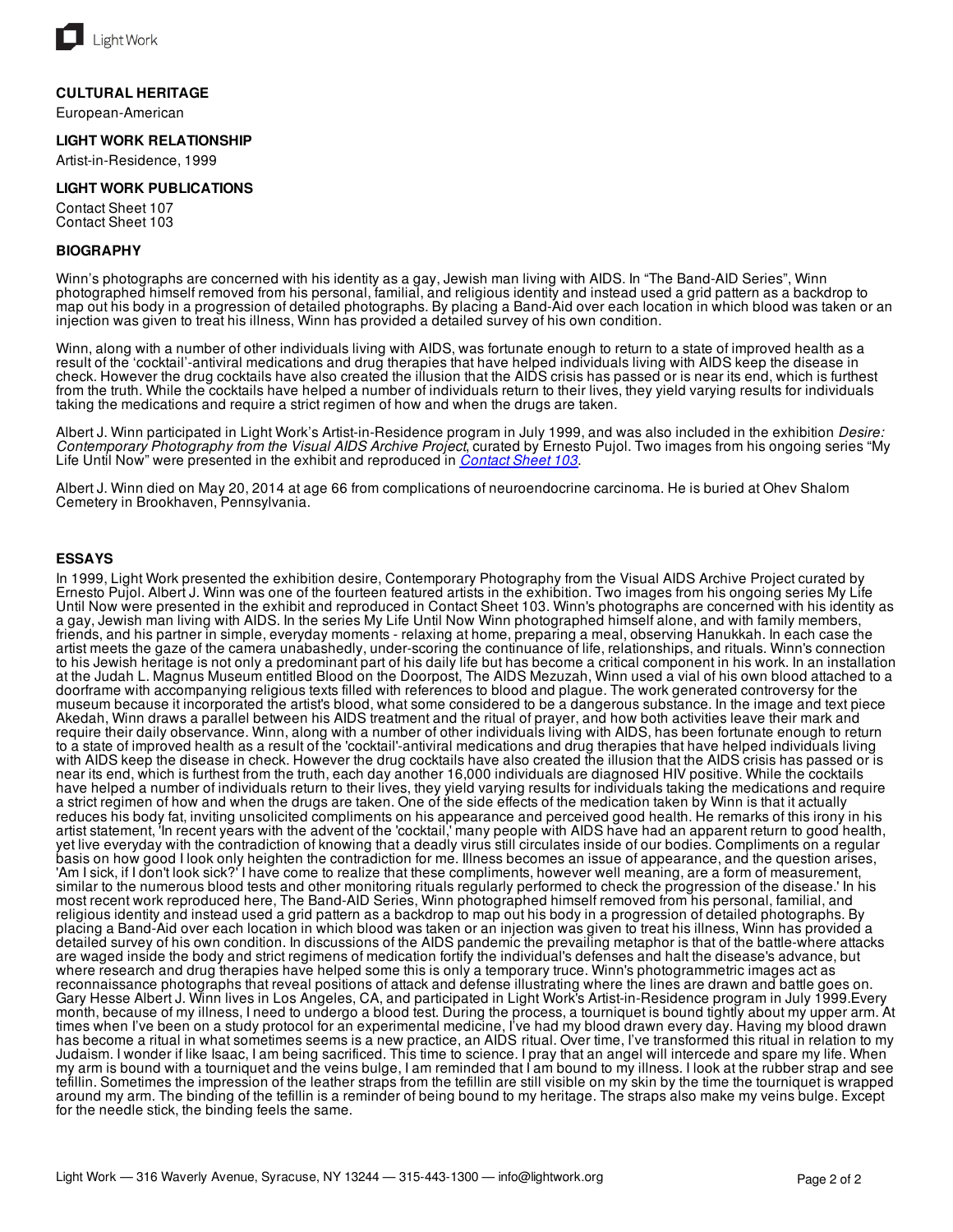### CULTURAL HERITAGE

European-American

### LIGHT WORK RELATIONSHIP

Artist-in-Residence, 1999

### LIGHT WORK PUBLICATIONS

Contact Sheet 107
Contact Sheet 103

### BIOGRAPHY

Winn's photographs are concerned with his identity as a gay, Jewish man living with AIDS. In "The Band-AID Series", Winn photographed himself removed from his personal, familial, and religious identity and instead used a grid pattern as a backdrop to map out his body in a progression of detailed photographs. By placing a Band-Aid over each location in which blood was taken or an injection was given to treat his illness, Winn has provided a detailed survey of his own condition.

Winn, along with a number of other individuals living with AIDS, was fortunate enough to return to a state of improved health as a result of the 'cocktail'-antiviral medications and drug therapies that have helped individuals living with AIDS keep the disease in check. However the drug cocktails have also created the illusion that the AIDS crisis has passed or is near its end, which is furthest from the truth. While the cocktails have helped a number of individuals return to their lives, they yield varying results for individuals taking the medications and require a strict regimen of how and when the drugs are taken.

Albert J. Winn participated in Light Work's Artist-in-Residence program in July 1999, and was also included in the exhibition *Desire: Contemporary Photography from the Visual AIDS Archive Project*, curated by Ernesto Pujol. Two images from his ongoing series "My Life Until Now" were presented in the exhibit and reproduced in *Contact Sheet 103*.

Albert J. Winn died on May 20, 2014 at age 66 from complications of neuroendocrine carcinoma. He is buried at Ohev Shalom Cemetery in Brookhaven, Pennsylvania.

### ESSAYS

In 1999, Light Work presented the exhibition desire, Contemporary Photography from the Visual AIDS Archive Project curated by Ernesto Pujol. Albert J. Winn was one of the fourteen featured artists in the exhibition. Two images from his ongoing series My Life Until Now were presented in the exhibit and reproduced in Contact Sheet 103. Winn's photographs are concerned with his identity as a gay, Jewish man living with AIDS. In the series My Life Until Now Winn photographed himself alone, and with family members, friends, and his partner in simple, everyday moments - relaxing at home, preparing a meal, observing Hanukkah. In each case the artist meets the gaze of the camera unabashedly, under-scoring the continuance of life, relationships, and rituals. Winn's connection to his Jewish heritage is not only a predominant part of his daily life but has become a critical component in his work. In an installation at the Judah L. Magnus Museum entitled Blood on the Doorpost, The AIDS Mezuzah, Winn used a vial of his own blood attached to a doorframe with accompanying religious texts filled with references to blood and plague. The work generated controversy for the museum because it incorporated the artist's blood, what some considered to be a dangerous substance. In the image and text piece Akedah, Winn draws a parallel between his AIDS treatment and the ritual of prayer, and how both activities leave their mark and require their daily observance. Winn, along with a number of other individuals living with AIDS, has been fortunate enough to return to a state of improved health as a result of the 'cocktail'-antiviral medications and drug therapies that have helped individuals living with AIDS keep the disease in check. However the drug cocktails have also created the illusion that the AIDS crisis has passed or is near its end, which is furthest from the truth, each day another 16,000 individuals are diagnosed HIV positive. While the cocktails have helped a number of individuals return to their lives, they yield varying results for individuals taking the medications and require a strict regimen of how and when the drugs are taken. One of the side effects of the medication taken by Winn is that it actually reduces his body fat, inviting unsolicited compliments on his appearance and perceived good health. He remarks of this irony in his artist statement, 'In recent years with the advent of the 'cocktail,' many people with AIDS have had an apparent return to good health, yet live everyday with the contradiction of knowing that a deadly virus still circulates inside of our bodies. Compliments on a regular basis on how good I look only heighten the contradiction for me. Illness becomes an issue of appearance, and the question arises, 'Am I sick, if I don't look sick?' I have come to realize that these compliments, however well meaning, are a form of measurement, similar to the numerous blood tests and other monitoring rituals regularly performed to check the progression of the disease.' In his most recent work reproduced here, The Band-AID Series, Winn photographed himself removed from his personal, familial, and religious identity and instead used a grid pattern as a backdrop to map out his body in a progression of detailed photographs. By placing a Band-Aid over each location in which blood was taken or an injection was given to treat his illness, Winn has provided a detailed survey of his own condition. In discussions of the AIDS pandemic the prevailing metaphor is that of the battle-where attacks are waged inside the body and strict regimens of medication fortify the individual's defenses and halt the disease's advance, but where research and drug therapies have helped some this is only a temporary truce. Winn's photogrammetric images act as reconnaissance photographs that reveal positions of attack and defense illustrating where the lines are drawn and battle goes on. Gary Hesse Albert J. Winn lives in Los Angeles, CA, and participated in Light Work's Artist-in-Residence program in July 1999.Every month, because of my illness, I need to undergo a blood test. During the process, a tourniquet is bound tightly about my upper arm. At times when I've been on a study protocol for an experimental medicine, I've had my blood drawn every day. Having my blood drawn has become a ritual in what sometimes seems is a new practice, an AIDS ritual. Over time, I've transformed this ritual in relation to my Judaism. I wonder if like Isaac, I am being sacrificed. This time to science. I pray that an angel will intercede and spare my life. When my arm is bound with a tourniquet and the veins bulge, I am reminded that I am bound to my illness. I look at the rubber strap and see tefillin. Sometimes the impression of the leather straps from the tefillin are still visible on my skin by the time the tourniquet is wrapped around my arm. The binding of the tefillin is a reminder of being bound to my heritage. The straps also make my veins bulge. Except for the needle stick, the binding feels the same.